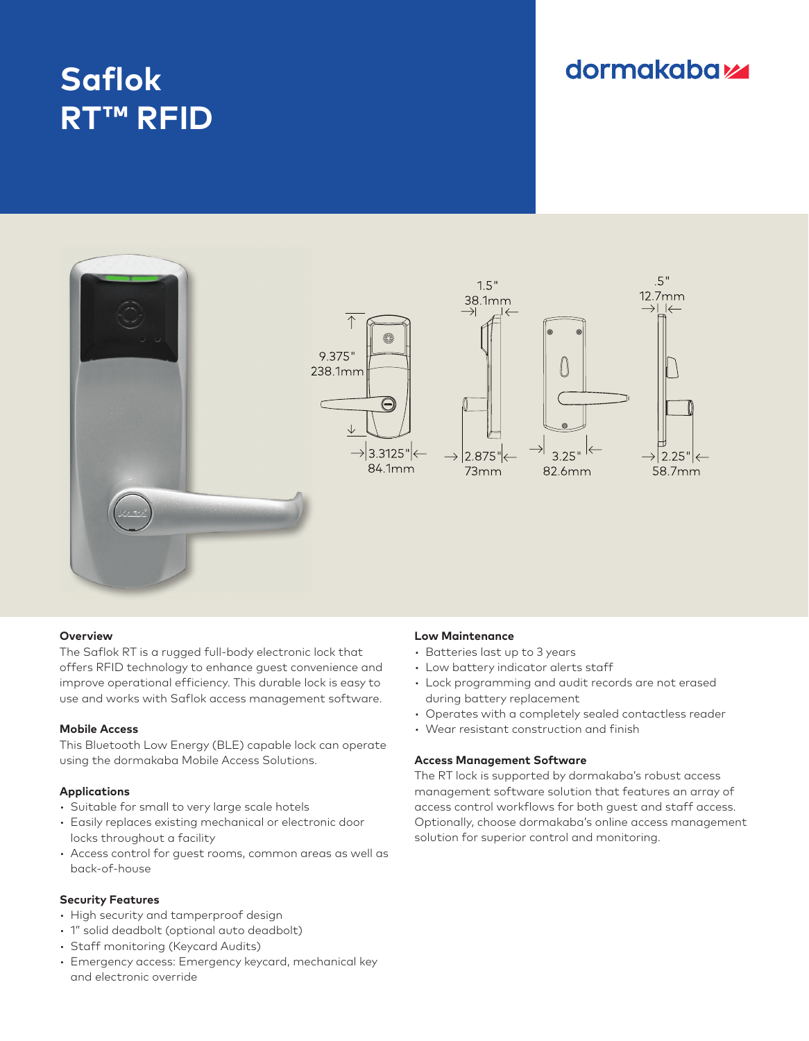# Saflok RT™ RFID

dormakaba

9.375"
238.1mm

3.3125"
84.1mm

1.5"
38.1mm

2.875"
73mm

3.25"
82.6mm

.5"
12.7mm

2.25"
58.7mm

### Overview

The Saflok RT is a rugged full-body electronic lock that offers RFID technology to enhance guest convenience and improve operational efficiency. This durable lock is easy to use and works with Saflok access management software.

### Mobile Access

This Bluetooth Low Energy (BLE) capable lock can operate using the dormakaba Mobile Access Solutions.

### Applications

- Suitable for small to very large scale hotels
- Easily replaces existing mechanical or electronic door locks throughout a facility
- Access control for guest rooms, common areas as well as back-of-house

### Security Features

- High security and tamperproof design
- 1" solid deadbolt (optional auto deadbolt)
- Staff monitoring (Keycard Audits)
- Emergency access: Emergency keycard, mechanical key and electronic override

### Low Maintenance

- Batteries last up to 3 years
- Low battery indicator alerts staff
- Lock programming and audit records are not erased during battery replacement
- Operates with a completely sealed contactless reader
- Wear resistant construction and finish

### Access Management Software

The RT lock is supported by dormakaba's robust access management software solution that features an array of access control workflows for both guest and staff access. Optionally, choose dormakaba's online access management solution for superior control and monitoring.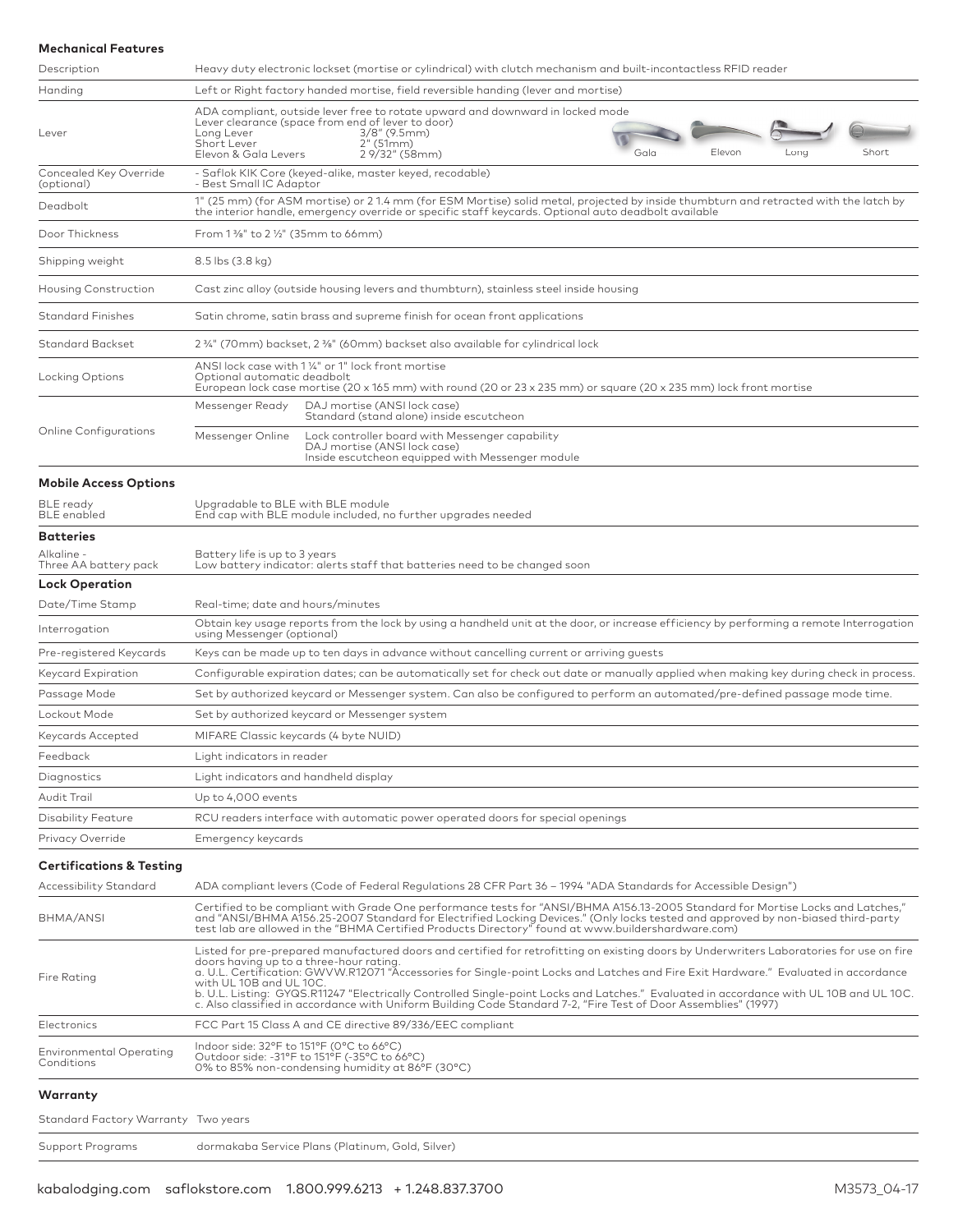**Mechanical Features**

| | |
|---|---|
| Description | Heavy duty electronic lockset (mortise or cylindrical) with clutch mechanism and built-incontactless RFID reader |
| Handing | Left or Right factory handed mortise, field reversible handing (lever and mortise) |
| Lever | ADA compliant, outside lever free to rotate upward and downward in locked mode<br>Lever clearance (space from end of lever to door)<br>Long Lever 3/8" (9.5mm)<br>Short Lever 2" (51mm)<br>Elevon & Gala Levers 2 9/32" (58mm)<br>Gala Elevon Long Short |
| Concealed Key Override (optional) | - Saflok KIK Core (keyed-alike, master keyed, recodable)<br>- Best Small IC Adaptor |
| Deadbolt | 1" (25 mm) (for ASM mortise) or 21.4 mm (for ESM Mortise) solid metal, projected by inside thumbturn and retracted with the latch by the interior handle, emergency override or specific staff keycards. Optional auto deadbolt available |
| Door Thickness | From 1 ⅜" to 2 ½" (35mm to 66mm) |
| Shipping weight | 8.5 lbs (3.8 kg) |
| Housing Construction | Cast zinc alloy (outside housing levers and thumbturn), stainless steel inside housing |
| Standard Finishes | Satin chrome, satin brass and supreme finish for ocean front applications |
| Standard Backset | 2 ¾" (70mm) backset, 2 ⅜" (60mm) backset also available for cylindrical lock |
| Locking Options | ANSI lock case with 1 ¼" or 1" lock front mortise<br>Optional automatic deadbolt<br>European lock case mortise (20 x 165 mm) with round (20 or 23 x 235 mm) or square (20 x 235 mm) lock front mortise |
| Online Configurations | Messenger Ready: DAJ mortise (ANSI lock case); Standard (stand alone) inside escutcheon<br>Messenger Online: Lock controller board with Messenger capability; DAJ mortise (ANSI lock case); Inside escutcheon equipped with Messenger module |

**Mobile Access Options**

| | |
|---|---|
| BLE ready<br>BLE enabled | Upgradable to BLE with BLE module<br>End cap with BLE module included, no further upgrades needed |

**Batteries**

| | |
|---|---|
| Alkaline -<br>Three AA battery pack | Battery life is up to 3 years<br>Low battery indicator: alerts staff that batteries need to be changed soon |

**Lock Operation**

| | |
|---|---|
| Date/Time Stamp | Real-time; date and hours/minutes |
| Interrogation | Obtain key usage reports from the lock by using a handheld unit at the door, or increase efficiency by performing a remote Interrogation using Messenger (optional) |
| Pre-registered Keycards | Keys can be made up to ten days in advance without cancelling current or arriving guests |
| Keycard Expiration | Configurable expiration dates; can be automatically set for check out date or manually applied when making key during check in process. |
| Passage Mode | Set by authorized keycard or Messenger system. Can also be configured to perform an automated/pre-defined passage mode time. |
| Lockout Mode | Set by authorized keycard or Messenger system |
| Keycards Accepted | MIFARE Classic keycards (4 byte NUID) |
| Feedback | Light indicators in reader |
| Diagnostics | Light indicators and handheld display |
| Audit Trail | Up to 4,000 events |
| Disability Feature | RCU readers interface with automatic power operated doors for special openings |
| Privacy Override | Emergency keycards |

**Certifications & Testing**

| | |
|---|---|
| Accessibility Standard | ADA compliant levers (Code of Federal Regulations 28 CFR Part 36 – 1994 "ADA Standards for Accessible Design") |
| BHMA/ANSI | Certified to be compliant with Grade One performance tests for "ANSI/BHMA A156.13-2005 Standard for Mortise Locks and Latches," and "ANSI/BHMA A156.25-2007 Standard for Electrified Locking Devices." (Only locks tested and approved by non-biased third-party test lab are allowed in the "BHMA Certified Products Directory" found at www.buildershardware.com) |
| Fire Rating | Listed for pre-prepared manufactured doors and certified for retrofitting on existing doors by Underwriters Laboratories for use on fire doors having up to a three-hour rating.<br>a. U.L. Certification: GWVW.R12071 "Accessories for Single-point Locks and Latches and Fire Exit Hardware." Evaluated in accordance with UL 10B and UL 10C.<br>b. U.L. Listing: GYQS.R11247 "Electrically Controlled Single-point Locks and Latches." Evaluated in accordance with UL 10B and UL 10C.<br>c. Also classified in accordance with Uniform Building Code Standard 7-2, "Fire Test of Door Assemblies" (1997) |
| Electronics | FCC Part 15 Class A and CE directive 89/336/EEC compliant |
| Environmental Operating Conditions | Indoor side: 32°F to 151°F (0°C to 66°C)<br>Outdoor side: -31°F to 151°F (-35°C to 66°C)<br>0% to 85% non-condensing humidity at 86°F (30°C) |

**Warranty**

| | |
|---|---|
| Standard Factory Warranty | Two years |
| Support Programs | dormakaba Service Plans (Platinum, Gold, Silver) |

kabalodging.com saflokstore.com 1.800.999.6213 + 1.248.837.3700

M3573_04-17